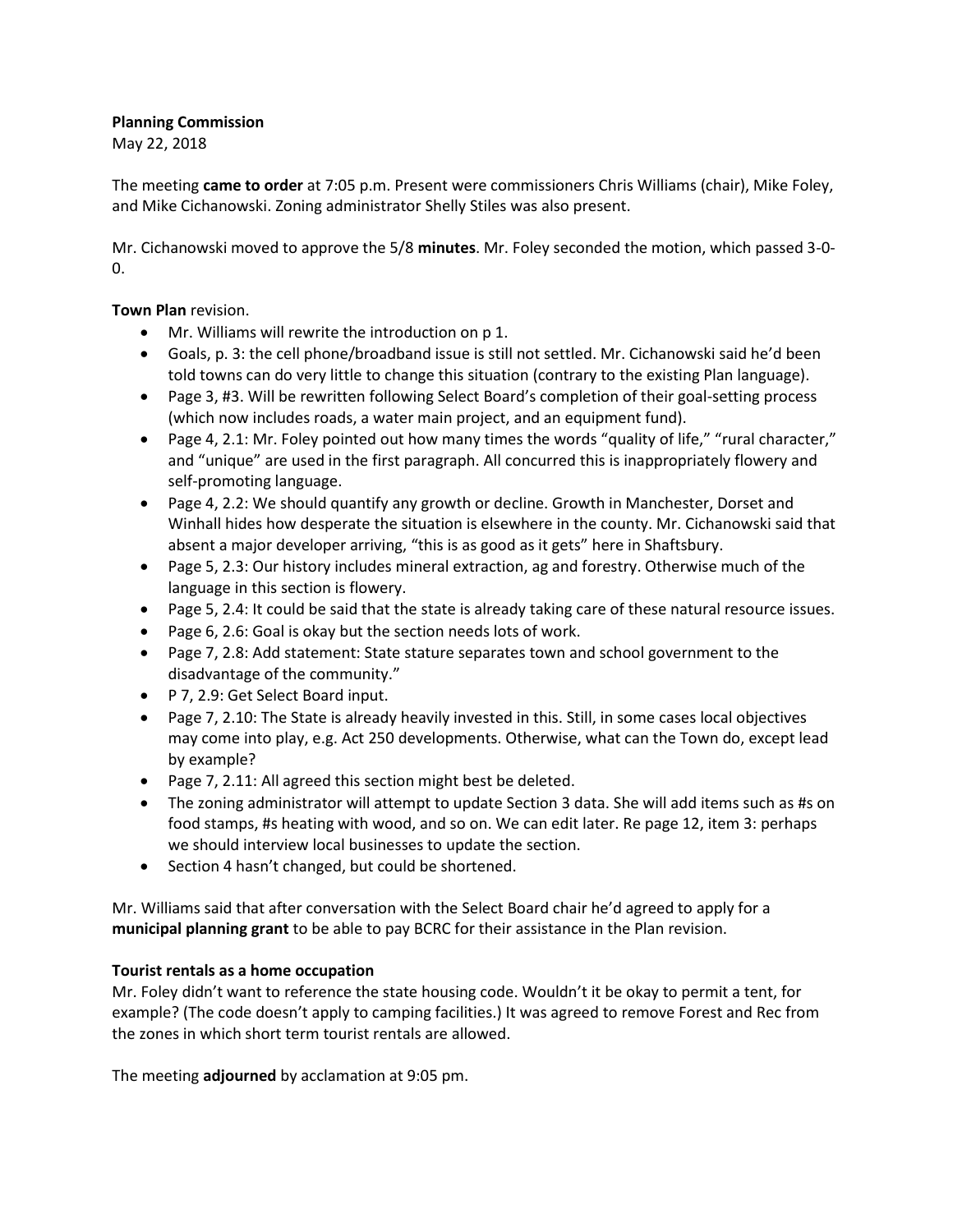**Planning Commission**
May 22, 2018

The meeting **came to order** at 7:05 p.m. Present were commissioners Chris Williams (chair), Mike Foley, and Mike Cichanowski. Zoning administrator Shelly Stiles was also present.

Mr. Cichanowski moved to approve the 5/8 **minutes**. Mr. Foley seconded the motion, which passed 3-0-0.

**Town Plan** revision.

- Mr. Williams will rewrite the introduction on p 1.
- Goals, p. 3: the cell phone/broadband issue is still not settled. Mr. Cichanowski said he'd been told towns can do very little to change this situation (contrary to the existing Plan language).
- Page 3, #3. Will be rewritten following Select Board's completion of their goal-setting process (which now includes roads, a water main project, and an equipment fund).
- Page 4, 2.1: Mr. Foley pointed out how many times the words "quality of life," "rural character," and "unique" are used in the first paragraph. All concurred this is inappropriately flowery and self-promoting language.
- Page 4, 2.2: We should quantify any growth or decline. Growth in Manchester, Dorset and Winhall hides how desperate the situation is elsewhere in the county. Mr. Cichanowski said that absent a major developer arriving, "this is as good as it gets" here in Shaftsbury.
- Page 5, 2.3: Our history includes mineral extraction, ag and forestry. Otherwise much of the language in this section is flowery.
- Page 5, 2.4: It could be said that the state is already taking care of these natural resource issues.
- Page 6, 2.6: Goal is okay but the section needs lots of work.
- Page 7, 2.8: Add statement: State stature separates town and school government to the disadvantage of the community."
- P 7, 2.9: Get Select Board input.
- Page 7, 2.10: The State is already heavily invested in this. Still, in some cases local objectives may come into play, e.g. Act 250 developments. Otherwise, what can the Town do, except lead by example?
- Page 7, 2.11: All agreed this section might best be deleted.
- The zoning administrator will attempt to update Section 3 data. She will add items such as #s on food stamps, #s heating with wood, and so on. We can edit later. Re page 12, item 3: perhaps we should interview local businesses to update the section.
- Section 4 hasn't changed, but could be shortened.

Mr. Williams said that after conversation with the Select Board chair he'd agreed to apply for a **municipal planning grant** to be able to pay BCRC for their assistance in the Plan revision.

**Tourist rentals as a home occupation**

Mr. Foley didn't want to reference the state housing code. Wouldn't it be okay to permit a tent, for example? (The code doesn't apply to camping facilities.) It was agreed to remove Forest and Rec from the zones in which short term tourist rentals are allowed.

The meeting **adjourned** by acclamation at 9:05 pm.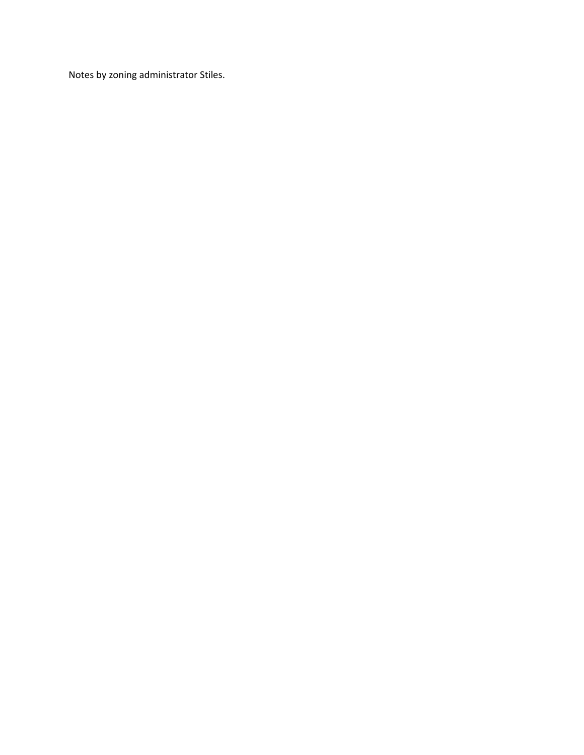Notes by zoning administrator Stiles.